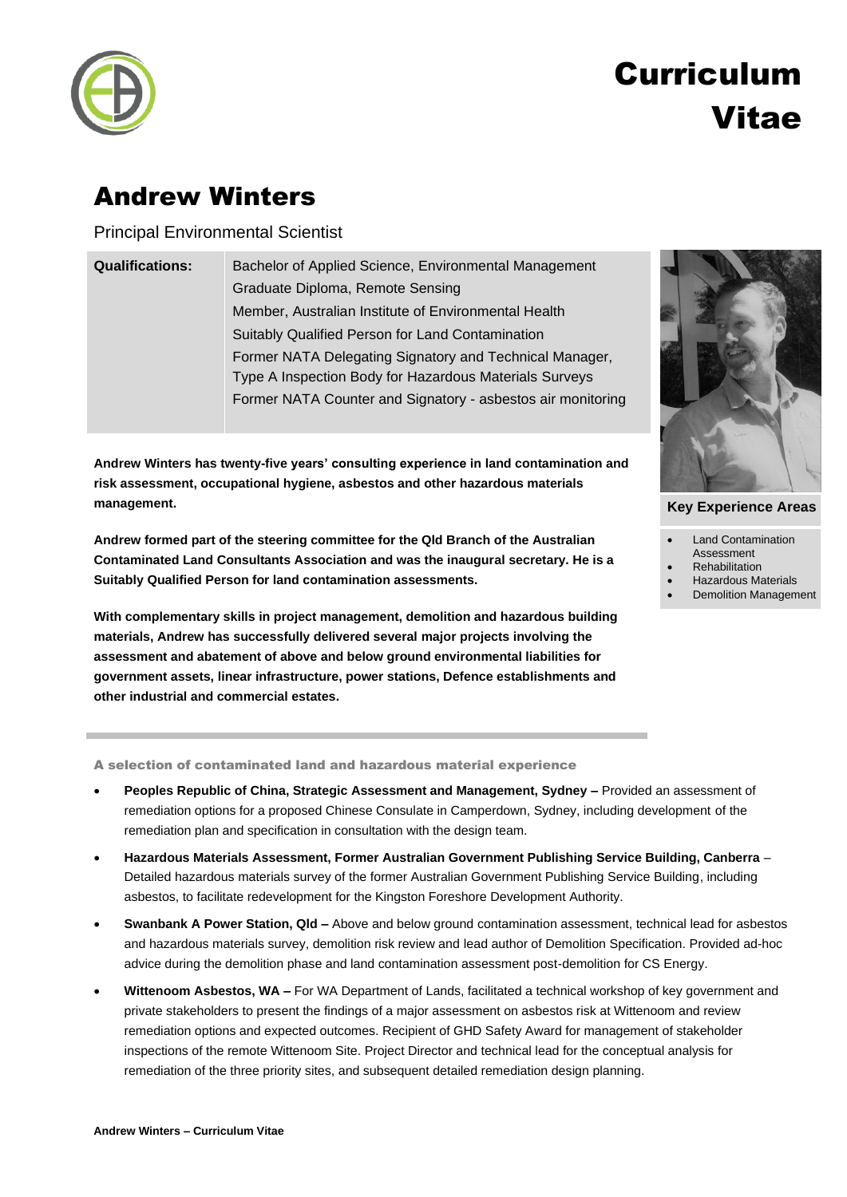# Curriculum Vitae

# Andrew Winters

Principal Environmental Scientist

| Qualifications: | Bachelor of Applied Science, Environmental Management<br>Graduate Diploma, Remote Sensing<br>Member, Australian Institute of Environmental Health<br>Suitably Qualified Person for Land Contamination<br>Former NATA Delegating Signatory and Technical Manager, Type A Inspection Body for Hazardous Materials Surveys<br>Former NATA Counter and Signatory - asbestos air monitoring |
|---|---|

**Andrew Winters has twenty-five years' consulting experience in land contamination and risk assessment, occupational hygiene, asbestos and other hazardous materials management.**

**Andrew formed part of the steering committee for the Qld Branch of the Australian Contaminated Land Consultants Association and was the inaugural secretary. He is a Suitably Qualified Person for land contamination assessments.**

**With complementary skills in project management, demolition and hazardous building materials, Andrew has successfully delivered several major projects involving the assessment and abatement of above and below ground environmental liabilities for government assets, linear infrastructure, power stations, Defence establishments and other industrial and commercial estates.**

**Key Experience Areas**

- Land Contamination Assessment
- Rehabilitation
- Hazardous Materials
- Demolition Management

### A selection of contaminated land and hazardous material experience

- **Peoples Republic of China, Strategic Assessment and Management, Sydney –** Provided an assessment of remediation options for a proposed Chinese Consulate in Camperdown, Sydney, including development of the remediation plan and specification in consultation with the design team.
- **Hazardous Materials Assessment, Former Australian Government Publishing Service Building, Canberra** – Detailed hazardous materials survey of the former Australian Government Publishing Service Building, including asbestos, to facilitate redevelopment for the Kingston Foreshore Development Authority.
- **Swanbank A Power Station, Qld –** Above and below ground contamination assessment, technical lead for asbestos and hazardous materials survey, demolition risk review and lead author of Demolition Specification. Provided ad-hoc advice during the demolition phase and land contamination assessment post-demolition for CS Energy.
- **Wittenoom Asbestos, WA –** For WA Department of Lands, facilitated a technical workshop of key government and private stakeholders to present the findings of a major assessment on asbestos risk at Wittenoom and review remediation options and expected outcomes. Recipient of GHD Safety Award for management of stakeholder inspections of the remote Wittenoom Site. Project Director and technical lead for the conceptual analysis for remediation of the three priority sites, and subsequent detailed remediation design planning.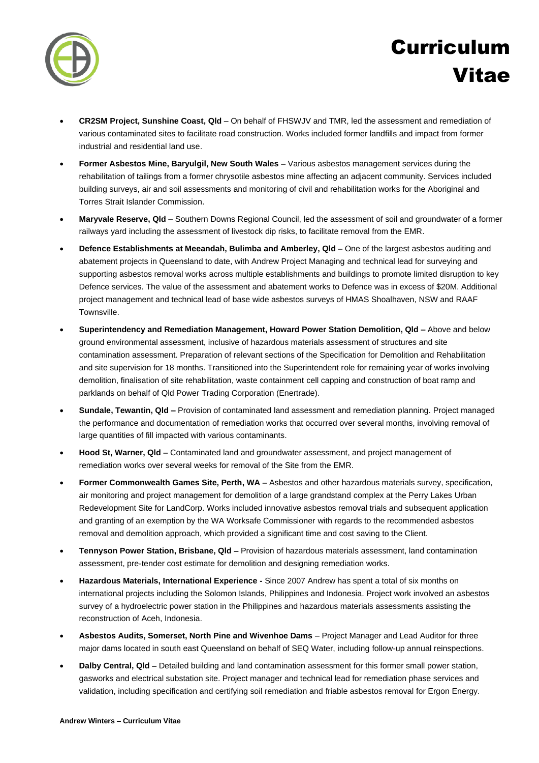- **CR2SM Project, Sunshine Coast, Qld** – On behalf of FHSWJV and TMR, led the assessment and remediation of various contaminated sites to facilitate road construction. Works included former landfills and impact from former industrial and residential land use.
- **Former Asbestos Mine, Baryulgil, New South Wales –** Various asbestos management services during the rehabilitation of tailings from a former chrysotile asbestos mine affecting an adjacent community. Services included building surveys, air and soil assessments and monitoring of civil and rehabilitation works for the Aboriginal and Torres Strait Islander Commission.
- **Maryvale Reserve, Qld** – Southern Downs Regional Council, led the assessment of soil and groundwater of a former railways yard including the assessment of livestock dip risks, to facilitate removal from the EMR.
- **Defence Establishments at Meeandah, Bulimba and Amberley, Qld –** One of the largest asbestos auditing and abatement projects in Queensland to date, with Andrew Project Managing and technical lead for surveying and supporting asbestos removal works across multiple establishments and buildings to promote limited disruption to key Defence services. The value of the assessment and abatement works to Defence was in excess of $20M. Additional project management and technical lead of base wide asbestos surveys of HMAS Shoalhaven, NSW and RAAF Townsville.
- **Superintendency and Remediation Management, Howard Power Station Demolition, Qld –** Above and below ground environmental assessment, inclusive of hazardous materials assessment of structures and site contamination assessment. Preparation of relevant sections of the Specification for Demolition and Rehabilitation and site supervision for 18 months. Transitioned into the Superintendent role for remaining year of works involving demolition, finalisation of site rehabilitation, waste containment cell capping and construction of boat ramp and parklands on behalf of Qld Power Trading Corporation (Enertrade).
- **Sundale, Tewantin, Qld –** Provision of contaminated land assessment and remediation planning. Project managed the performance and documentation of remediation works that occurred over several months, involving removal of large quantities of fill impacted with various contaminants.
- **Hood St, Warner, Qld –** Contaminated land and groundwater assessment, and project management of remediation works over several weeks for removal of the Site from the EMR.
- **Former Commonwealth Games Site, Perth, WA –** Asbestos and other hazardous materials survey, specification, air monitoring and project management for demolition of a large grandstand complex at the Perry Lakes Urban Redevelopment Site for LandCorp. Works included innovative asbestos removal trials and subsequent application and granting of an exemption by the WA Worksafe Commissioner with regards to the recommended asbestos removal and demolition approach, which provided a significant time and cost saving to the Client.
- **Tennyson Power Station, Brisbane, Qld –** Provision of hazardous materials assessment, land contamination assessment, pre-tender cost estimate for demolition and designing remediation works.
- **Hazardous Materials, International Experience -** Since 2007 Andrew has spent a total of six months on international projects including the Solomon Islands, Philippines and Indonesia. Project work involved an asbestos survey of a hydroelectric power station in the Philippines and hazardous materials assessments assisting the reconstruction of Aceh, Indonesia.
- **Asbestos Audits, Somerset, North Pine and Wivenhoe Dams** – Project Manager and Lead Auditor for three major dams located in south east Queensland on behalf of SEQ Water, including follow-up annual reinspections.
- **Dalby Central, Qld –** Detailed building and land contamination assessment for this former small power station, gasworks and electrical substation site. Project manager and technical lead for remediation phase services and validation, including specification and certifying soil remediation and friable asbestos removal for Ergon Energy.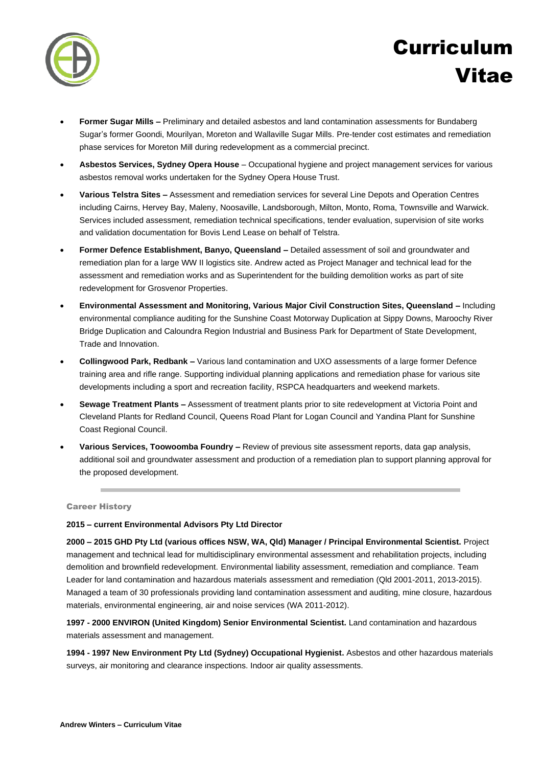- **Former Sugar Mills –** Preliminary and detailed asbestos and land contamination assessments for Bundaberg Sugar's former Goondi, Mourilyan, Moreton and Wallaville Sugar Mills. Pre-tender cost estimates and remediation phase services for Moreton Mill during redevelopment as a commercial precinct.
- **Asbestos Services, Sydney Opera House** – Occupational hygiene and project management services for various asbestos removal works undertaken for the Sydney Opera House Trust.
- **Various Telstra Sites –** Assessment and remediation services for several Line Depots and Operation Centres including Cairns, Hervey Bay, Maleny, Noosaville, Landsborough, Milton, Monto, Roma, Townsville and Warwick. Services included assessment, remediation technical specifications, tender evaluation, supervision of site works and validation documentation for Bovis Lend Lease on behalf of Telstra.
- **Former Defence Establishment, Banyo, Queensland –** Detailed assessment of soil and groundwater and remediation plan for a large WW II logistics site. Andrew acted as Project Manager and technical lead for the assessment and remediation works and as Superintendent for the building demolition works as part of site redevelopment for Grosvenor Properties.
- **Environmental Assessment and Monitoring, Various Major Civil Construction Sites, Queensland –** Including environmental compliance auditing for the Sunshine Coast Motorway Duplication at Sippy Downs, Maroochy River Bridge Duplication and Caloundra Region Industrial and Business Park for Department of State Development, Trade and Innovation.
- **Collingwood Park, Redbank –** Various land contamination and UXO assessments of a large former Defence training area and rifle range. Supporting individual planning applications and remediation phase for various site developments including a sport and recreation facility, RSPCA headquarters and weekend markets.
- **Sewage Treatment Plants –** Assessment of treatment plants prior to site redevelopment at Victoria Point and Cleveland Plants for Redland Council, Queens Road Plant for Logan Council and Yandina Plant for Sunshine Coast Regional Council.
- **Various Services, Toowoomba Foundry –** Review of previous site assessment reports, data gap analysis, additional soil and groundwater assessment and production of a remediation plan to support planning approval for the proposed development.

---

## Career History

**2015 – current Environmental Advisors Pty Ltd Director**

**2000 – 2015 GHD Pty Ltd (various offices NSW, WA, Qld) Manager / Principal Environmental Scientist.** Project management and technical lead for multidisciplinary environmental assessment and rehabilitation projects, including demolition and brownfield redevelopment. Environmental liability assessment, remediation and compliance. Team Leader for land contamination and hazardous materials assessment and remediation (Qld 2001-2011, 2013-2015). Managed a team of 30 professionals providing land contamination assessment and auditing, mine closure, hazardous materials, environmental engineering, air and noise services (WA 2011-2012).

**1997 - 2000 ENVIRON (United Kingdom) Senior Environmental Scientist.** Land contamination and hazardous materials assessment and management.

**1994 - 1997 New Environment Pty Ltd (Sydney) Occupational Hygienist.** Asbestos and other hazardous materials surveys, air monitoring and clearance inspections. Indoor air quality assessments.